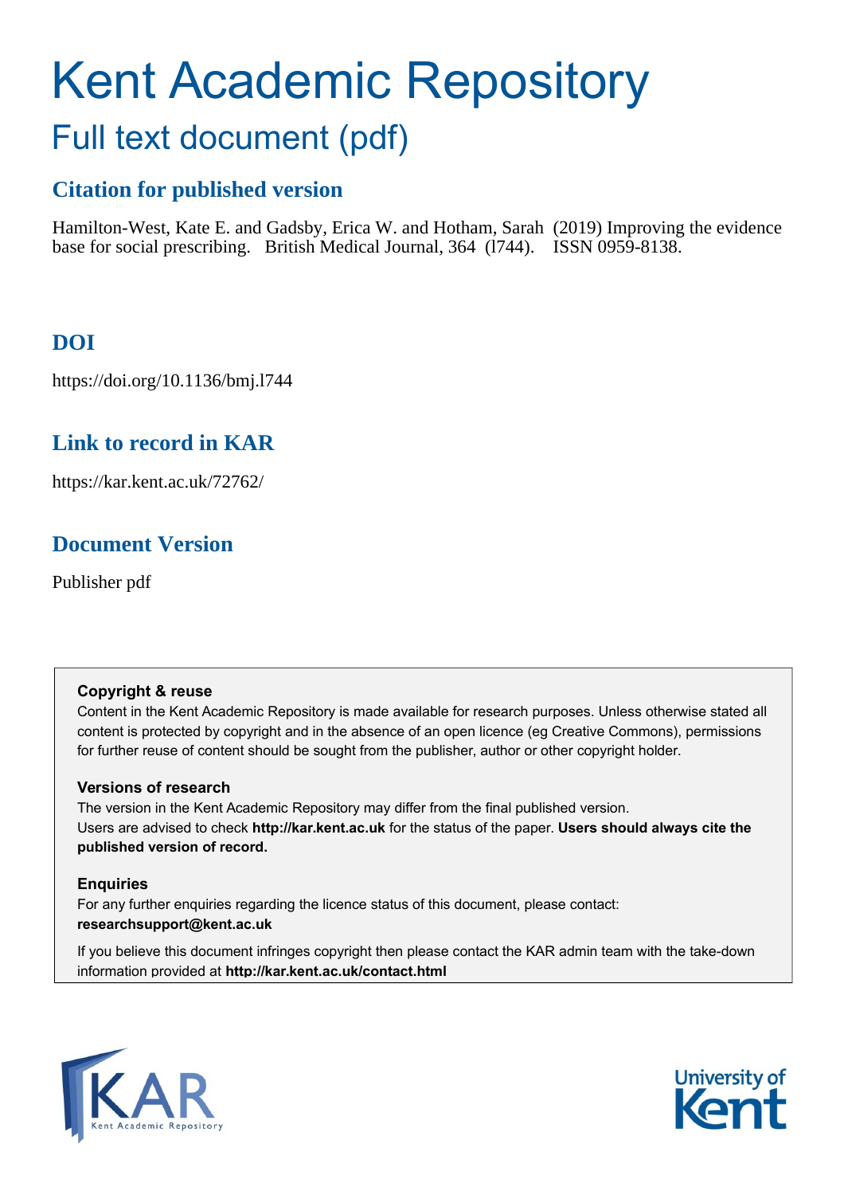# Kent Academic Repository

## Full text document (pdf)

### Citation for published version

Hamilton-West, Kate E. and Gadsby, Erica W. and Hotham, Sarah (2019) Improving the evidence base for social prescribing. British Medical Journal, 364 (l744). ISSN 0959-8138.

### DOI

https://doi.org/10.1136/bmj.l744

### Link to record in KAR

https://kar.kent.ac.uk/72762/

### Document Version

Publisher pdf

**Copyright & reuse**

Content in the Kent Academic Repository is made available for research purposes. Unless otherwise stated all content is protected by copyright and in the absence of an open licence (eg Creative Commons), permissions for further reuse of content should be sought from the publisher, author or other copyright holder.

**Versions of research**

The version in the Kent Academic Repository may differ from the final published version. Users are advised to check **http://kar.kent.ac.uk** for the status of the paper. **Users should always cite the published version of record.**

**Enquiries**

For any further enquiries regarding the licence status of this document, please contact: **researchsupport@kent.ac.uk**

If you believe this document infringes copyright then please contact the KAR admin team with the take-down information provided at **http://kar.kent.ac.uk/contact.html**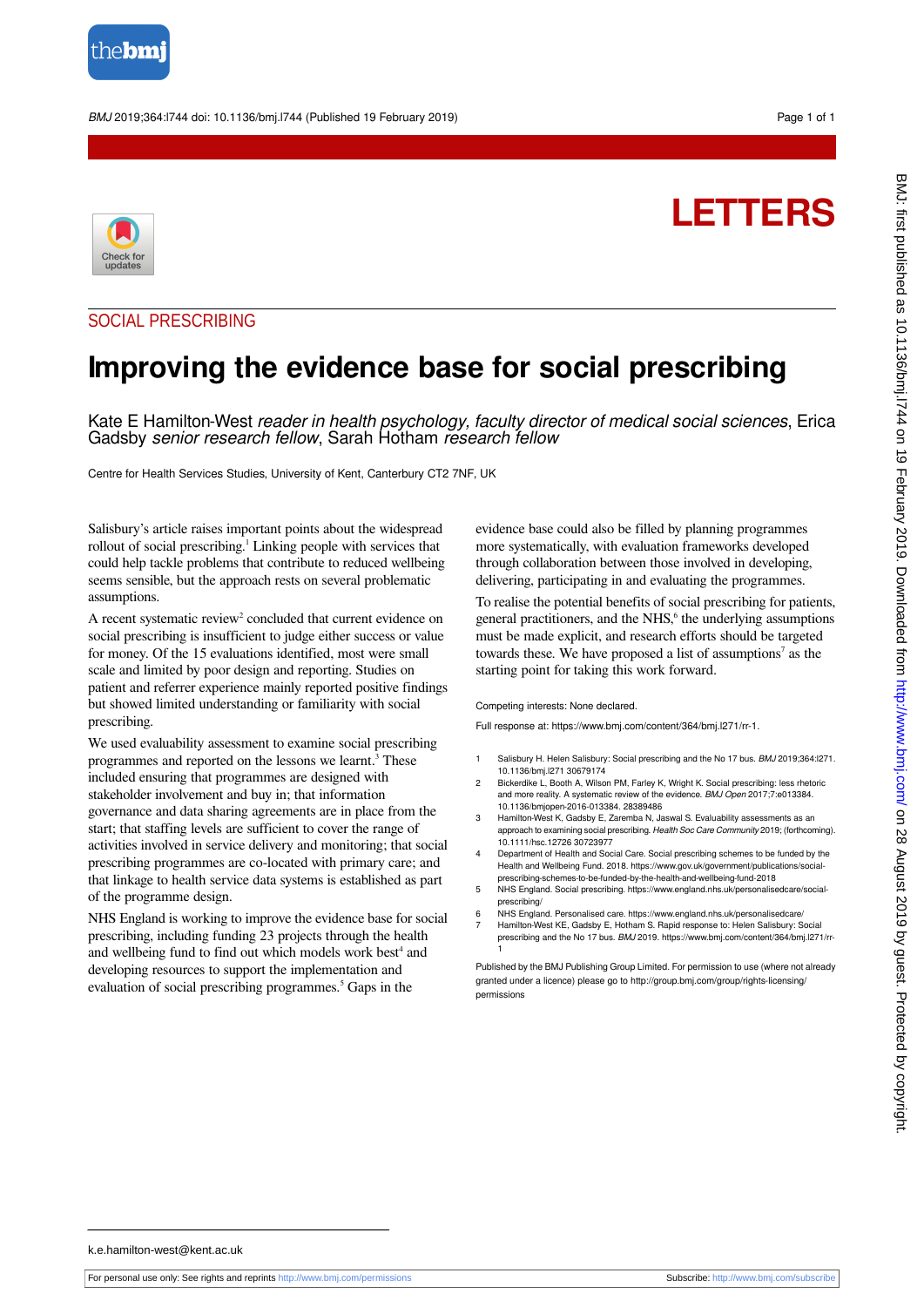LETTERS

## SOCIAL PRESCRIBING

# Improving the evidence base for social prescribing

Kate E Hamilton-West *reader in health psychology, faculty director of medical social sciences*, Erica Gadsby *senior research fellow*, Sarah Hotham *research fellow*

Centre for Health Services Studies, University of Kent, Canterbury CT2 7NF, UK

Salisbury's article raises important points about the widespread rollout of social prescribing.[1] Linking people with services that could help tackle problems that contribute to reduced wellbeing seems sensible, but the approach rests on several problematic assumptions.

A recent systematic review[2] concluded that current evidence on social prescribing is insufficient to judge either success or value for money. Of the 15 evaluations identified, most were small scale and limited by poor design and reporting. Studies on patient and referrer experience mainly reported positive findings but showed limited understanding or familiarity with social prescribing.

We used evaluability assessment to examine social prescribing programmes and reported on the lessons we learnt.[3] These included ensuring that programmes are designed with stakeholder involvement and buy in; that information governance and data sharing agreements are in place from the start; that staffing levels are sufficient to cover the range of activities involved in service delivery and monitoring; that social prescribing programmes are co-located with primary care; and that linkage to health service data systems is established as part of the programme design.

NHS England is working to improve the evidence base for social prescribing, including funding 23 projects through the health and wellbeing fund to find out which models work best[4] and developing resources to support the implementation and evaluation of social prescribing programmes.[5] Gaps in the evidence base could also be filled by planning programmes more systematically, with evaluation frameworks developed through collaboration between those involved in developing, delivering, participating in and evaluating the programmes.

To realise the potential benefits of social prescribing for patients, general practitioners, and the NHS,[6] the underlying assumptions must be made explicit, and research efforts should be targeted towards these. We have proposed a list of assumptions[7] as the starting point for taking this work forward.

Competing interests: None declared.

Full response at: https://www.bmj.com/content/364/bmj.l271/rr-1.

1. Salisbury H. Helen Salisbury: Social prescribing and the No 17 bus. *BMJ* 2019;364:l271. 10.1136/bmj.l271 30679174
2. Bickerdike L, Booth A, Wilson PM, Farley K, Wright K. Social prescribing: less rhetoric and more reality. A systematic review of the evidence. *BMJ Open* 2017;7:e013384. 10.1136/bmjopen-2016-013384. 28389486
3. Hamilton-West K, Gadsby E, Zaremba N, Jaswal S. Evaluability assessments as an approach to examining social prescribing. *Health Soc Care Community* 2019; (forthcoming). 10.1111/hsc.12726 30723977
4. Department of Health and Social Care. Social prescribing schemes to be funded by the Health and Wellbeing Fund. 2018. https://www.gov.uk/government/publications/social-prescribing-schemes-to-be-funded-by-the-health-and-wellbeing-fund-2018
5. NHS England. Social prescribing. https://www.england.nhs.uk/personalisedcare/social-prescribing/
6. NHS England. Personalised care. https://www.england.nhs.uk/personalisedcare/
7. Hamilton-West KE, Gadsby E, Hotham S. Rapid response to: Helen Salisbury: Social prescribing and the No 17 bus. *BMJ* 2019. https://www.bmj.com/content/364/bmj.l271/rr-1

Published by the BMJ Publishing Group Limited. For permission to use (where not already granted under a licence) please go to http://group.bmj.com/group/rights-licensing/permissions

k.e.hamilton-west@kent.ac.uk